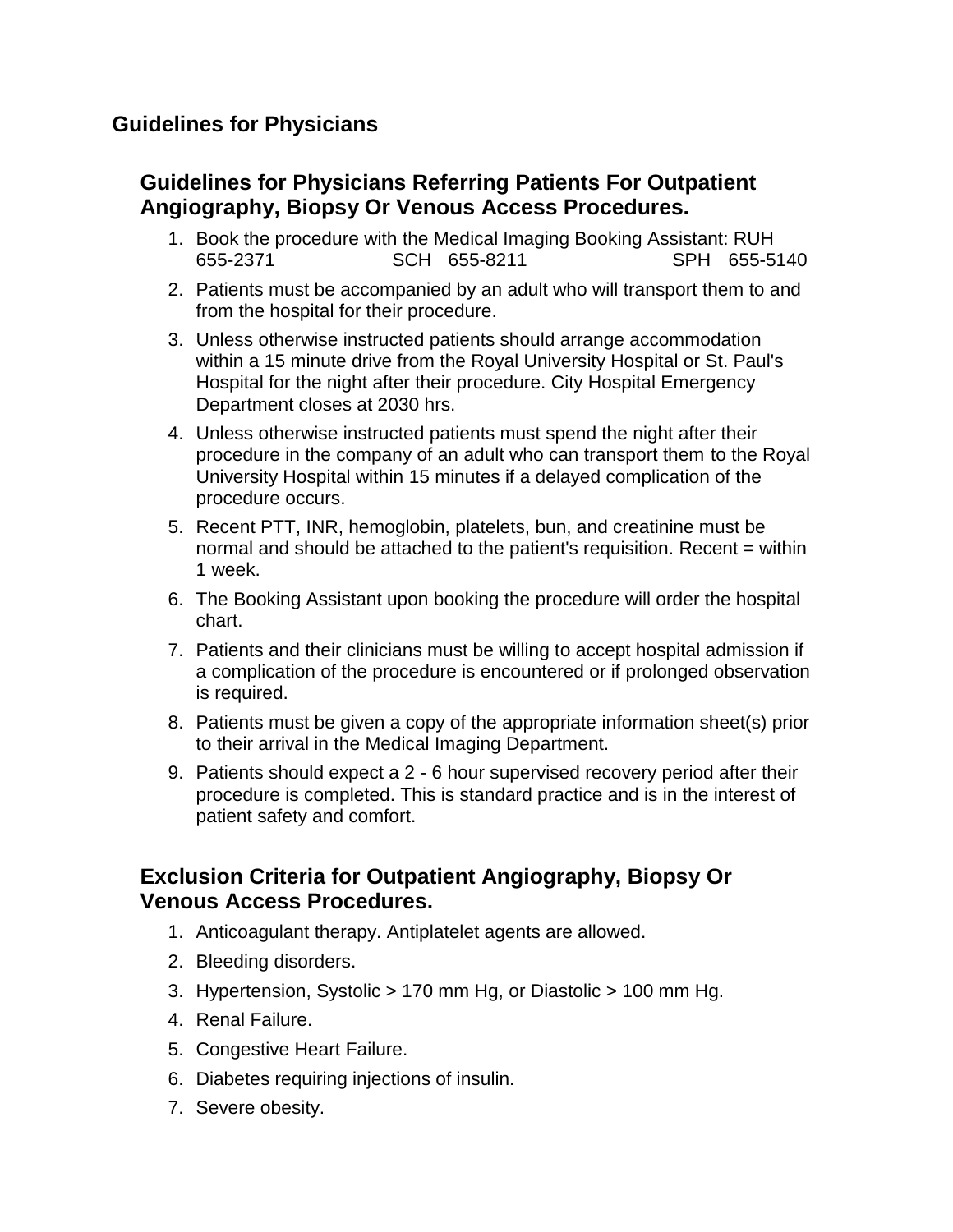# Guidelines for Physicians

## Guidelines for Physicians Referring Patients For Outpatient Angiography, Biopsy Or Venous Access Procedures.

1. Book the procedure with the Medical Imaging Booking Assistant: RUH 655-2371 SCH 655-8211 SPH 655-5140
2. Patients must be accompanied by an adult who will transport them to and from the hospital for their procedure.
3. Unless otherwise instructed patients should arrange accommodation within a 15 minute drive from the Royal University Hospital or St. Paul's Hospital for the night after their procedure. City Hospital Emergency Department closes at 2030 hrs.
4. Unless otherwise instructed patients must spend the night after their procedure in the company of an adult who can transport them to the Royal University Hospital within 15 minutes if a delayed complication of the procedure occurs.
5. Recent PTT, INR, hemoglobin, platelets, bun, and creatinine must be normal and should be attached to the patient's requisition. Recent = within 1 week.
6. The Booking Assistant upon booking the procedure will order the hospital chart.
7. Patients and their clinicians must be willing to accept hospital admission if a complication of the procedure is encountered or if prolonged observation is required.
8. Patients must be given a copy of the appropriate information sheet(s) prior to their arrival in the Medical Imaging Department.
9. Patients should expect a 2 - 6 hour supervised recovery period after their procedure is completed. This is standard practice and is in the interest of patient safety and comfort.

## Exclusion Criteria for Outpatient Angiography, Biopsy Or Venous Access Procedures.

1. Anticoagulant therapy. Antiplatelet agents are allowed.
2. Bleeding disorders.
3. Hypertension, Systolic > 170 mm Hg, or Diastolic > 100 mm Hg.
4. Renal Failure.
5. Congestive Heart Failure.
6. Diabetes requiring injections of insulin.
7. Severe obesity.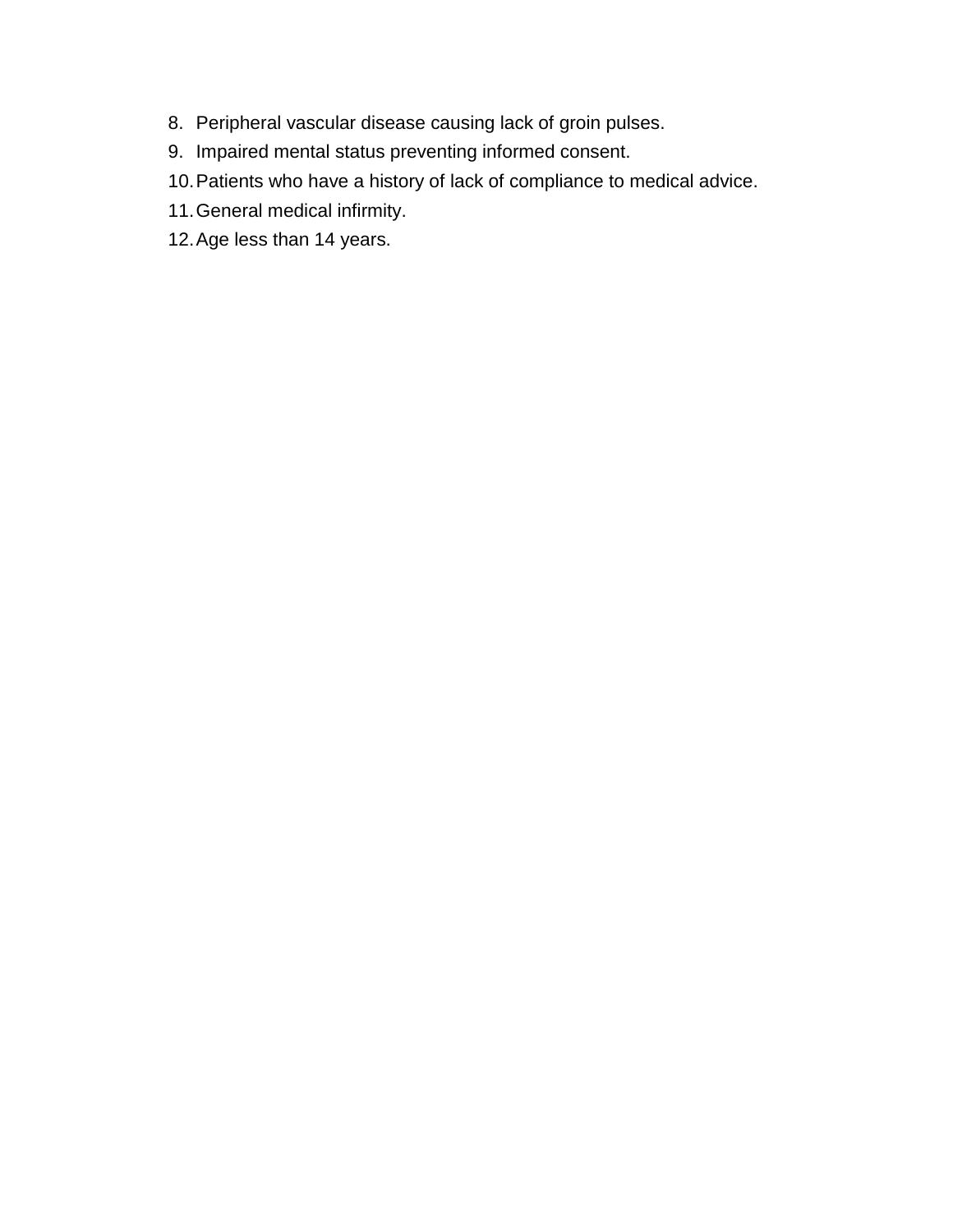8. Peripheral vascular disease causing lack of groin pulses.
9. Impaired mental status preventing informed consent.
10. Patients who have a history of lack of compliance to medical advice.
11. General medical infirmity.
12. Age less than 14 years.